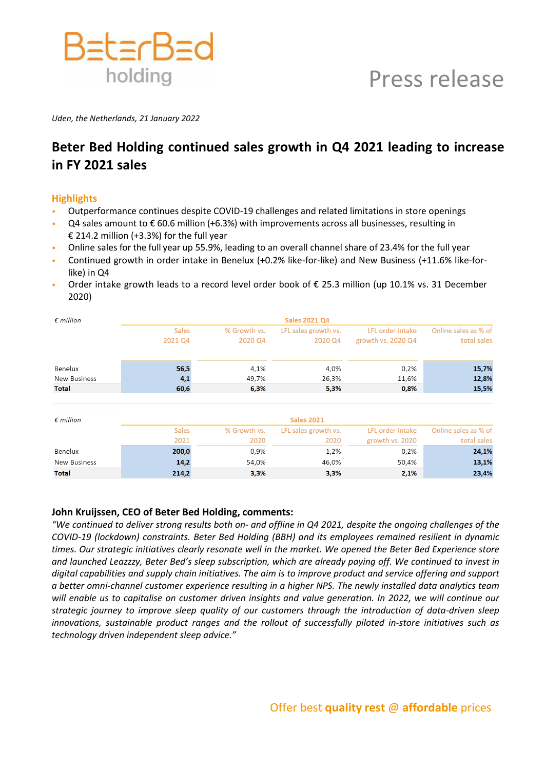BeterBed holding

Press release

*Uden, the Netherlands, 21 January 2022*

# Beter Bed Holding continued sales growth in Q4 2021 leading to increase in FY 2021 sales

## Highlights

- Outperformance continues despite COVID-19 challenges and related limitations in store openings
- Q4 sales amount to € 60.6 million (+6.3%) with improvements across all businesses, resulting in € 214.2 million (+3.3%) for the full year
- Online sales for the full year up 55.9%, leading to an overall channel share of 23.4% for the full year
- Continued growth in order intake in Benelux (+0.2% like-for-like) and New Business (+11.6% like-for-like) in Q4
- Order intake growth leads to a record level order book of € 25.3 million (up 10.1% vs. 31 December 2020)

| *€ million* | Sales 2021 Q4 | | | | |
|---|---|---|---|---|---|
| | Sales 2021 Q4 | % Growth vs. 2020 Q4 | LFL sales growth vs. 2020 Q4 | LFL order intake growth vs. 2020 Q4 | Online sales as % of total sales |
| Benelux | **56,5** | 4,1% | 4,0% | 0,2% | **15,7%** |
| New Business | **4,1** | 49,7% | 26,3% | 11,6% | **12,8%** |
| **Total** | **60,6** | **6,3%** | **5,3%** | **0,8%** | **15,5%** |

| *€ million* | Sales 2021 | | | | |
|---|---|---|---|---|---|
| | Sales 2021 | % Growth vs. 2020 | LFL sales growth vs. 2020 | LFL order intake growth vs. 2020 | Online sales as % of total sales |
| Benelux | **200,0** | 0,9% | 1,2% | 0,2% | **24,1%** |
| New Business | **14,2** | 54,0% | 46,0% | 50,4% | **13,1%** |
| **Total** | **214,2** | **3,3%** | **3,3%** | **2,1%** | **23,4%** |

**John Kruijssen, CEO of Beter Bed Holding, comments:**

*"We continued to deliver strong results both on- and offline in Q4 2021, despite the ongoing challenges of the COVID-19 (lockdown) constraints. Beter Bed Holding (BBH) and its employees remained resilient in dynamic times. Our strategic initiatives clearly resonate well in the market. We opened the Beter Bed Experience store and launched Leazzzy, Beter Bed's sleep subscription, which are already paying off. We continued to invest in digital capabilities and supply chain initiatives. The aim is to improve product and service offering and support a better omni-channel customer experience resulting in a higher NPS. The newly installed data analytics team will enable us to capitalise on customer driven insights and value generation. In 2022, we will continue our strategic journey to improve sleep quality of our customers through the introduction of data-driven sleep innovations, sustainable product ranges and the rollout of successfully piloted in-store initiatives such as technology driven independent sleep advice."*

Offer best **quality rest** @ **affordable** prices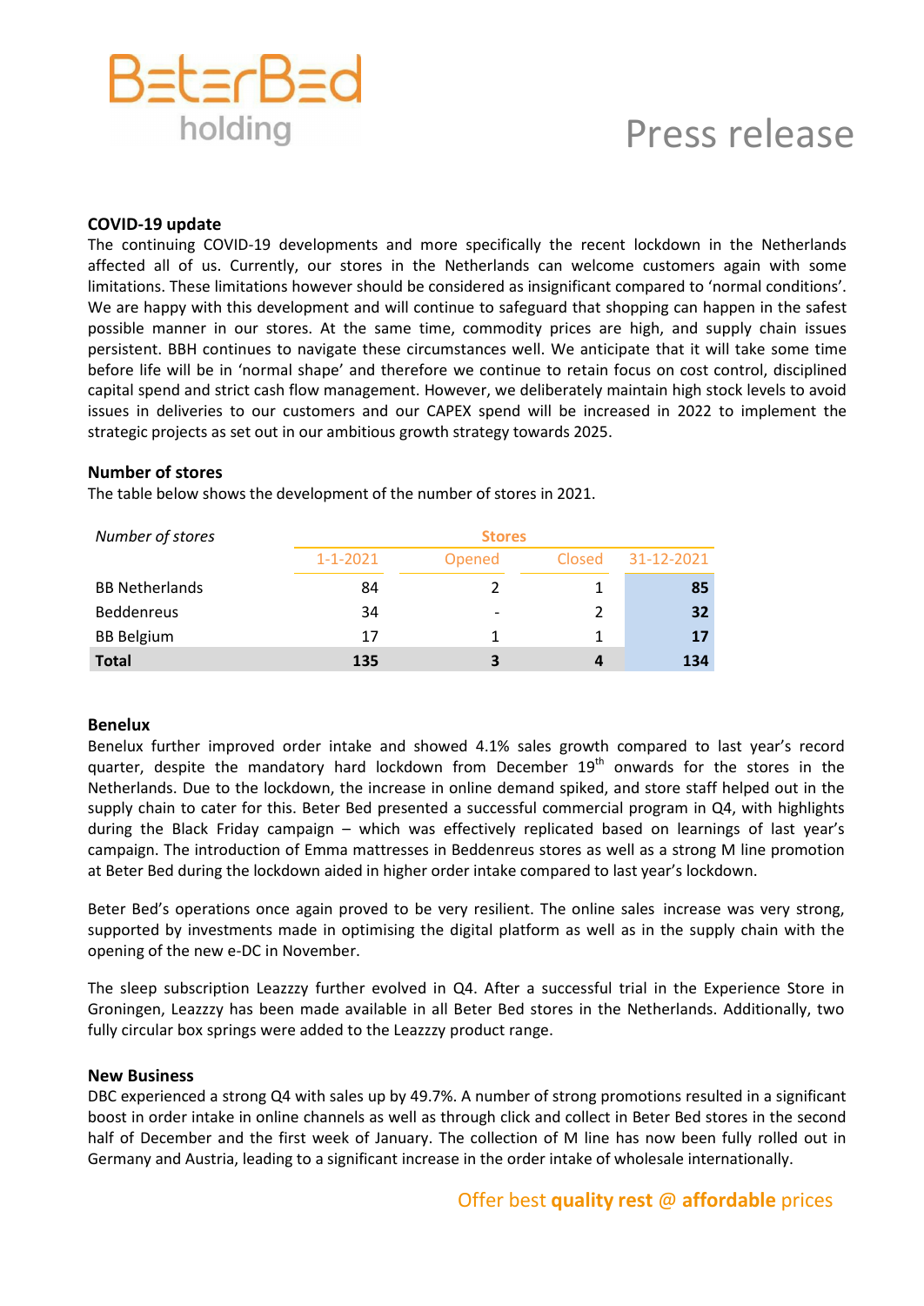## COVID-19 update

The continuing COVID-19 developments and more specifically the recent lockdown in the Netherlands affected all of us. Currently, our stores in the Netherlands can welcome customers again with some limitations. These limitations however should be considered as insignificant compared to 'normal conditions'. We are happy with this development and will continue to safeguard that shopping can happen in the safest possible manner in our stores. At the same time, commodity prices are high, and supply chain issues persistent. BBH continues to navigate these circumstances well. We anticipate that it will take some time before life will be in 'normal shape' and therefore we continue to retain focus on cost control, disciplined capital spend and strict cash flow management. However, we deliberately maintain high stock levels to avoid issues in deliveries to our customers and our CAPEX spend will be increased in 2022 to implement the strategic projects as set out in our ambitious growth strategy towards 2025.

## Number of stores

The table below shows the development of the number of stores in 2021.

| *Number of stores* | Stores | | | |
|---|---|---|---|---|
| | 1-1-2021 | Opened | Closed | 31-12-2021 |
| BB Netherlands | 84 | 2 | 1 | **85** |
| Beddenreus | 34 | - | 2 | **32** |
| BB Belgium | 17 | 1 | 1 | **17** |
| **Total** | **135** | **3** | **4** | **134** |

## Benelux

Benelux further improved order intake and showed 4.1% sales growth compared to last year's record quarter, despite the mandatory hard lockdown from December 19th onwards for the stores in the Netherlands. Due to the lockdown, the increase in online demand spiked, and store staff helped out in the supply chain to cater for this. Beter Bed presented a successful commercial program in Q4, with highlights during the Black Friday campaign – which was effectively replicated based on learnings of last year's campaign. The introduction of Emma mattresses in Beddenreus stores as well as a strong M line promotion at Beter Bed during the lockdown aided in higher order intake compared to last year's lockdown.

Beter Bed's operations once again proved to be very resilient. The online sales increase was very strong, supported by investments made in optimising the digital platform as well as in the supply chain with the opening of the new e-DC in November.

The sleep subscription Leazzzy further evolved in Q4. After a successful trial in the Experience Store in Groningen, Leazzzy has been made available in all Beter Bed stores in the Netherlands. Additionally, two fully circular box springs were added to the Leazzzy product range.

## New Business

DBC experienced a strong Q4 with sales up by 49.7%. A number of strong promotions resulted in a significant boost in order intake in online channels as well as through click and collect in Beter Bed stores in the second half of December and the first week of January. The collection of M line has now been fully rolled out in Germany and Austria, leading to a significant increase in the order intake of wholesale internationally.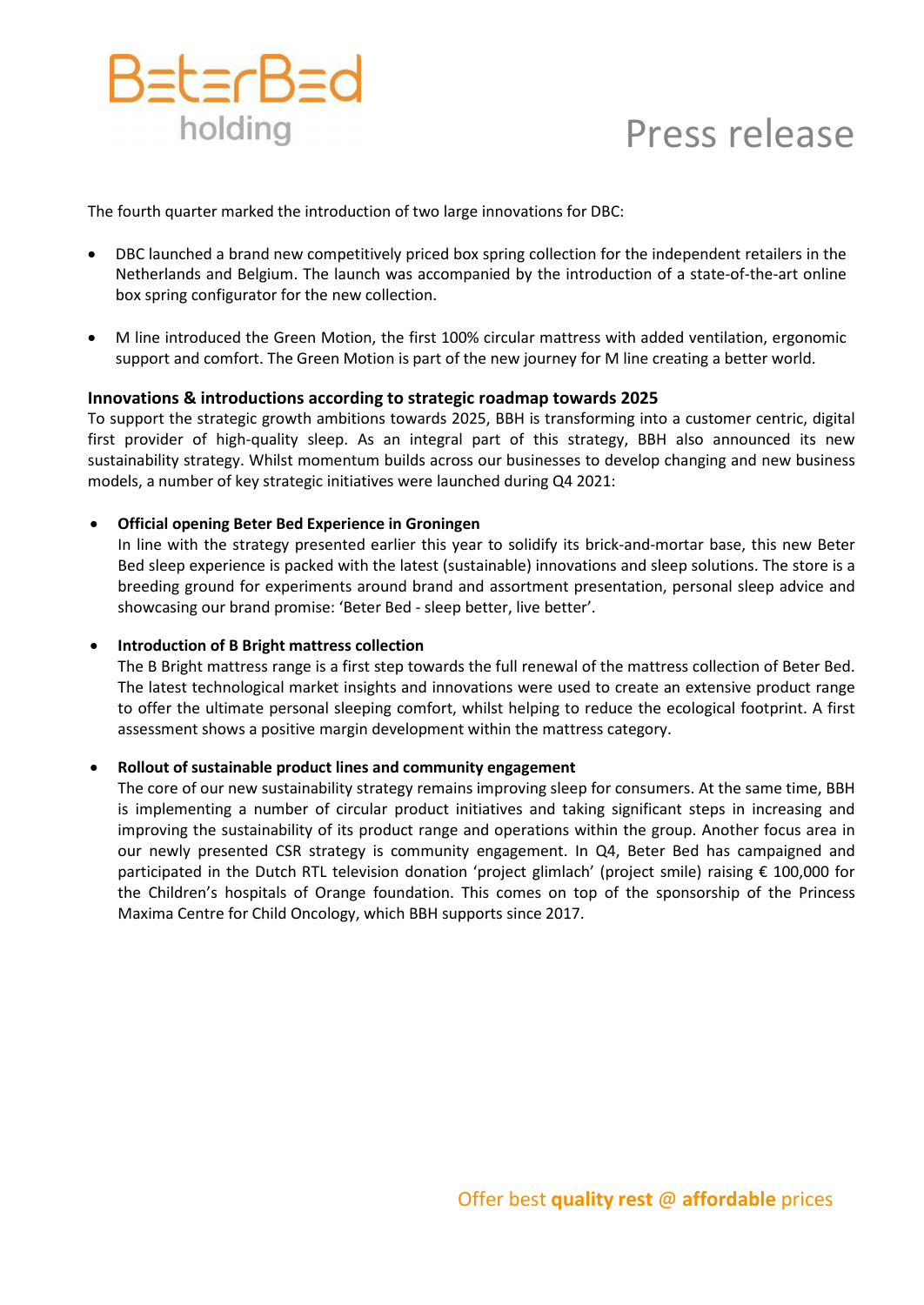The fourth quarter marked the introduction of two large innovations for DBC:

- DBC launched a brand new competitively priced box spring collection for the independent retailers in the Netherlands and Belgium. The launch was accompanied by the introduction of a state-of-the-art online box spring configurator for the new collection.

- M line introduced the Green Motion, the first 100% circular mattress with added ventilation, ergonomic support and comfort. The Green Motion is part of the new journey for M line creating a better world.

### Innovations & introductions according to strategic roadmap towards 2025

To support the strategic growth ambitions towards 2025, BBH is transforming into a customer centric, digital first provider of high-quality sleep. As an integral part of this strategy, BBH also announced its new sustainability strategy. Whilst momentum builds across our businesses to develop changing and new business models, a number of key strategic initiatives were launched during Q4 2021:

- **Official opening Beter Bed Experience in Groningen**
  In line with the strategy presented earlier this year to solidify its brick-and-mortar base, this new Beter Bed sleep experience is packed with the latest (sustainable) innovations and sleep solutions. The store is a breeding ground for experiments around brand and assortment presentation, personal sleep advice and showcasing our brand promise: 'Beter Bed - sleep better, live better'.

- **Introduction of B Bright mattress collection**
  The B Bright mattress range is a first step towards the full renewal of the mattress collection of Beter Bed. The latest technological market insights and innovations were used to create an extensive product range to offer the ultimate personal sleeping comfort, whilst helping to reduce the ecological footprint. A first assessment shows a positive margin development within the mattress category.

- **Rollout of sustainable product lines and community engagement**
  The core of our new sustainability strategy remains improving sleep for consumers. At the same time, BBH is implementing a number of circular product initiatives and taking significant steps in increasing and improving the sustainability of its product range and operations within the group. Another focus area in our newly presented CSR strategy is community engagement. In Q4, Beter Bed has campaigned and participated in the Dutch RTL television donation 'project glimlach' (project smile) raising € 100,000 for the Children's hospitals of Orange foundation. This comes on top of the sponsorship of the Princess Maxima Centre for Child Oncology, which BBH supports since 2017.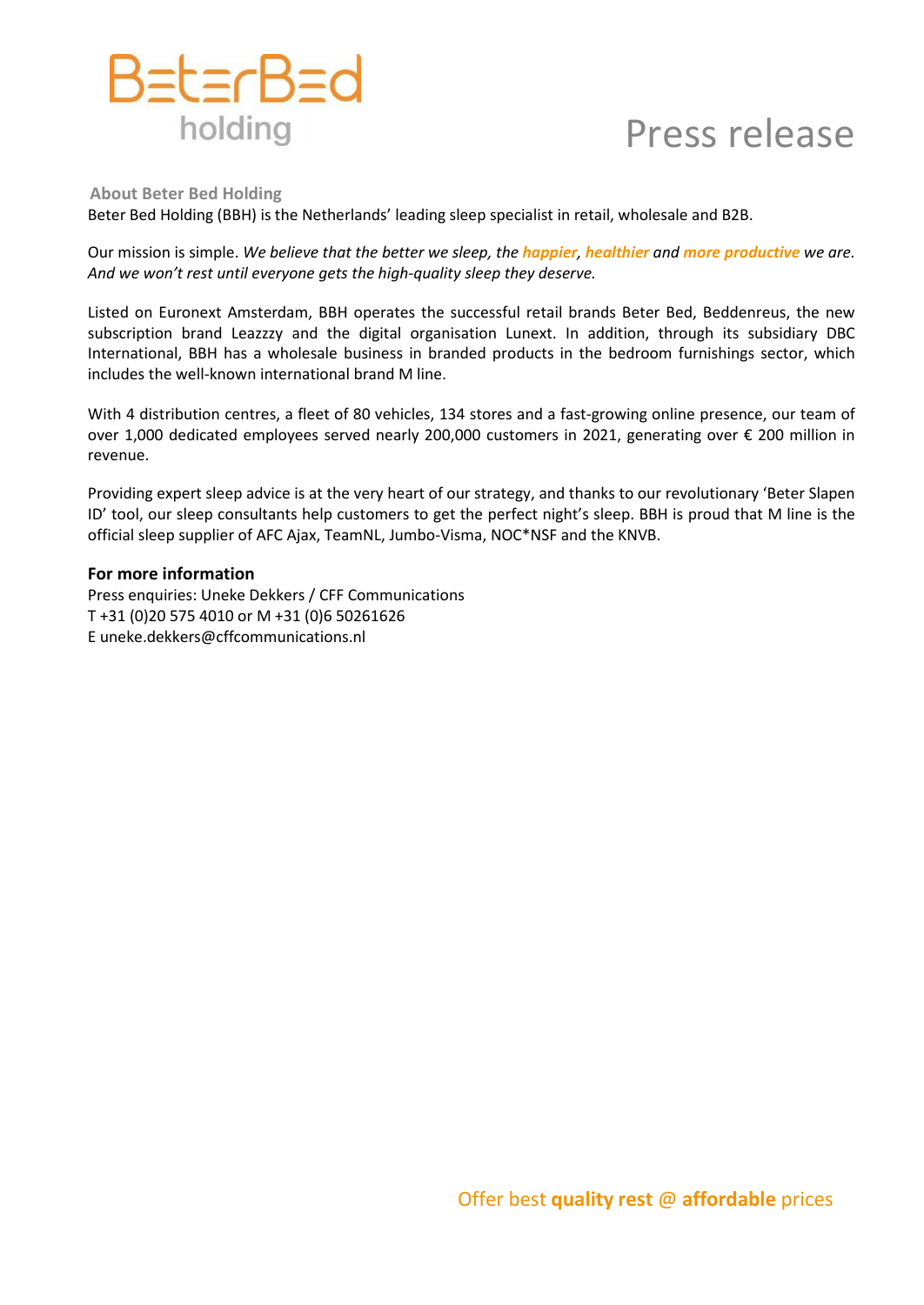### About Beter Bed Holding

Beter Bed Holding (BBH) is the Netherlands' leading sleep specialist in retail, wholesale and B2B.

Our mission is simple. *We believe that the better we sleep, the **happier**, **healthier** and **more productive** we are. And we won't rest until everyone gets the high-quality sleep they deserve.*

Listed on Euronext Amsterdam, BBH operates the successful retail brands Beter Bed, Beddenreus, the new subscription brand Leazzzy and the digital organisation Lunext. In addition, through its subsidiary DBC International, BBH has a wholesale business in branded products in the bedroom furnishings sector, which includes the well-known international brand M line.

With 4 distribution centres, a fleet of 80 vehicles, 134 stores and a fast-growing online presence, our team of over 1,000 dedicated employees served nearly 200,000 customers in 2021, generating over € 200 million in revenue.

Providing expert sleep advice is at the very heart of our strategy, and thanks to our revolutionary 'Beter Slapen ID' tool, our sleep consultants help customers to get the perfect night's sleep. BBH is proud that M line is the official sleep supplier of AFC Ajax, TeamNL, Jumbo-Visma, NOC*NSF and the KNVB.

**For more information**

Press enquiries: Uneke Dekkers / CFF Communications
T +31 (0)20 575 4010 or M +31 (0)6 50261626
E uneke.dekkers@cffcommunications.nl